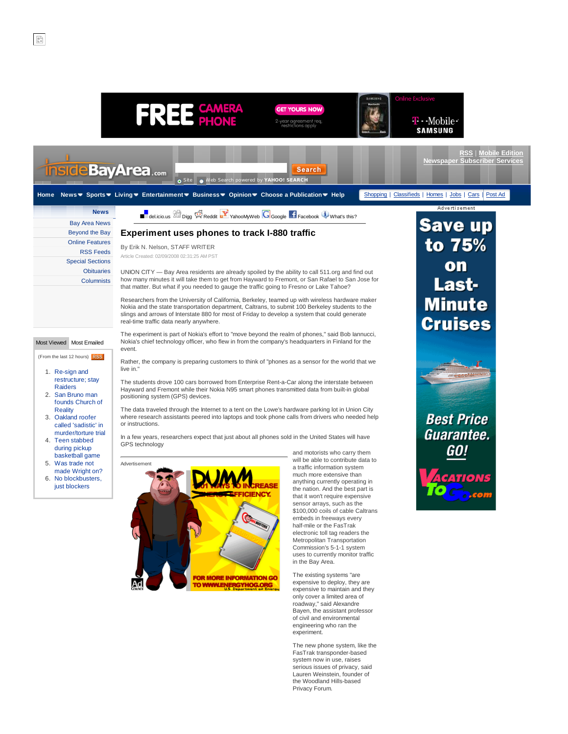# Experiment uses phones to track I-880 traffic

By Erik N. Nelson, STAFF WRITER

Article Created: 02/09/2008 02:31:25 AM PST

UNION CITY — Bay Area residents are already spoiled by the ability to call 511.org and find out how many minutes it will take them to get from Hayward to Fremont, or San Rafael to San Jose for that matter. But what if you needed to gauge the traffic going to Fresno or Lake Tahoe?

Researchers from the University of California, Berkeley, teamed up with wireless hardware maker Nokia and the state transportation department, Caltrans, to submit 100 Berkeley students to the slings and arrows of Interstate 880 for most of Friday to develop a system that could generate real-time traffic data nearly anywhere.

The experiment is part of Nokia's effort to "move beyond the realm of phones," said Bob Iannucci, Nokia's chief technology officer, who flew in from the company's headquarters in Finland for the event.

Rather, the company is preparing customers to think of "phones as a sensor for the world that we live in."

The students drove 100 cars borrowed from Enterprise Rent-a-Car along the interstate between Hayward and Fremont while their Nokia N95 smart phones transmitted data from built-in global positioning system (GPS) devices.

The data traveled through the Internet to a tent on the Lowe's hardware parking lot in Union City where research assistants peered into laptops and took phone calls from drivers who needed help or instructions.

In a few years, researchers expect that just about all phones sold in the United States will have GPS technology and motorists who carry them will be able to contribute data to a traffic information system much more extensive than anything currently operating in the nation. And the best part is that it won't require expensive sensor arrays, such as the $100,000 coils of cable Caltrans embeds in freeways every half-mile or the FasTrak electronic toll tag readers the Metropolitan Transportation Commission's 5-1-1 system uses to currently monitor traffic in the Bay Area.

The existing systems "are expensive to deploy, they are expensive to maintain and they only cover a limited area of roadway," said Alexandre Bayen, the assistant professor of civil and environmental engineering who ran the experiment.

The new phone system, like the FasTrak transponder-based system now in use, raises serious issues of privacy, said Lauren Weinstein, founder of the Woodland Hills-based Privacy Forum.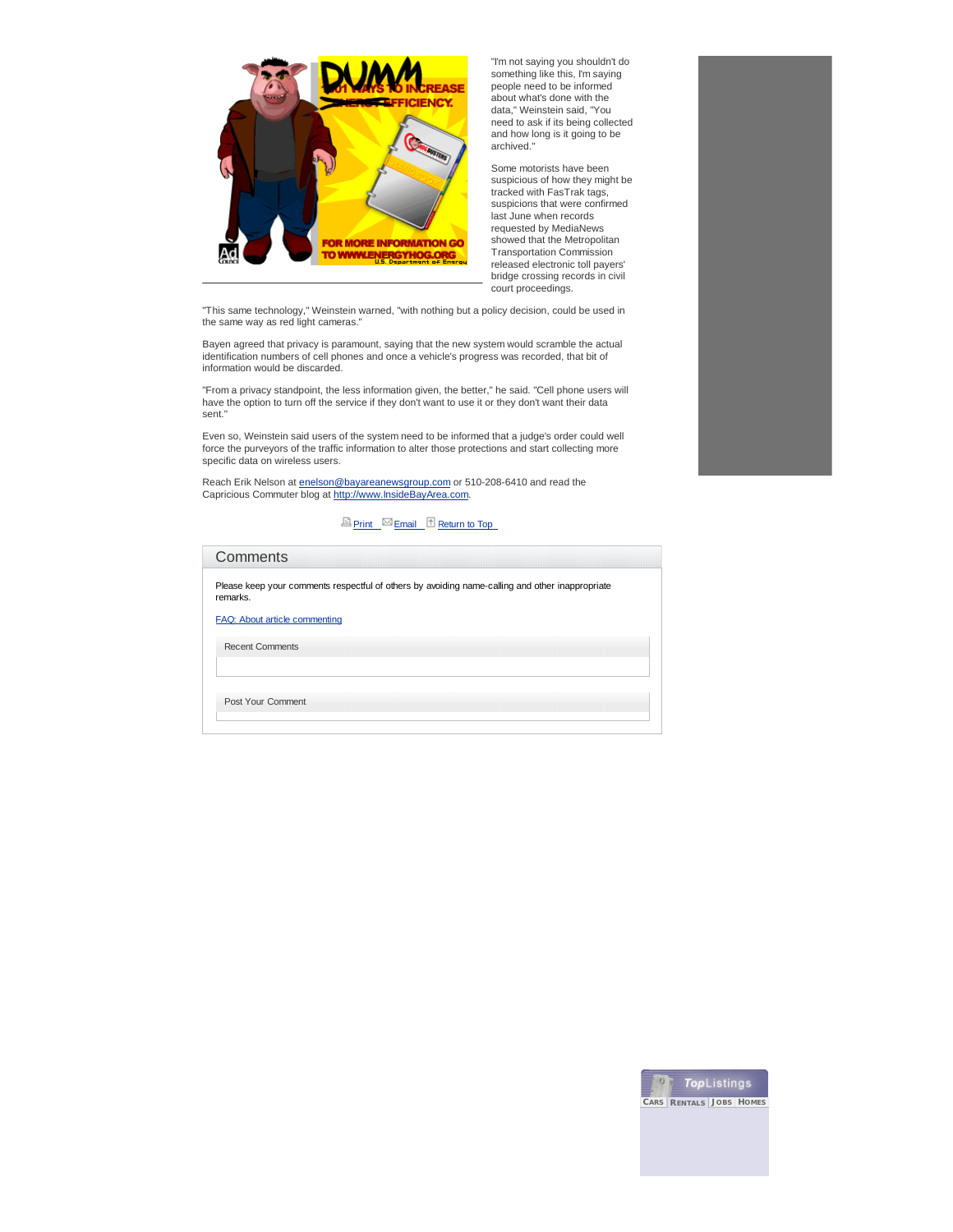"I'm not saying you shouldn't do something like this, I'm saying people need to be informed about what's done with the data," Weinstein said, "You need to ask if its being collected and how long is it going to be archived."

Some motorists have been suspicious of how they might be tracked with FasTrak tags, suspicions that were confirmed last June when records requested by MediaNews showed that the Metropolitan Transportation Commission released electronic toll payers' bridge crossing records in civil court proceedings.

"This same technology," Weinstein warned, "with nothing but a policy decision, could be used in the same way as red light cameras."

Bayen agreed that privacy is paramount, saying that the new system would scramble the actual identification numbers of cell phones and once a vehicle's progress was recorded, that bit of information would be discarded.

"From a privacy standpoint, the less information given, the better," he said. "Cell phone users will have the option to turn off the service if they don't want to use it or they don't want their data sent."

Even so, Weinstein said users of the system need to be informed that a judge's order could well force the purveyors of the traffic information to alter those protections and start collecting more specific data on wireless users.

Reach Erik Nelson at enelson@bayareanewsgroup.com or 510-208-6410 and read the Capricious Commuter blog at http://www.InsideBayArea.com.

Print Email Return to Top

## Comments

Please keep your comments respectful of others by avoiding name-calling and other inappropriate remarks.

FAQ: About article commenting

Recent Comments

Post Your Comment